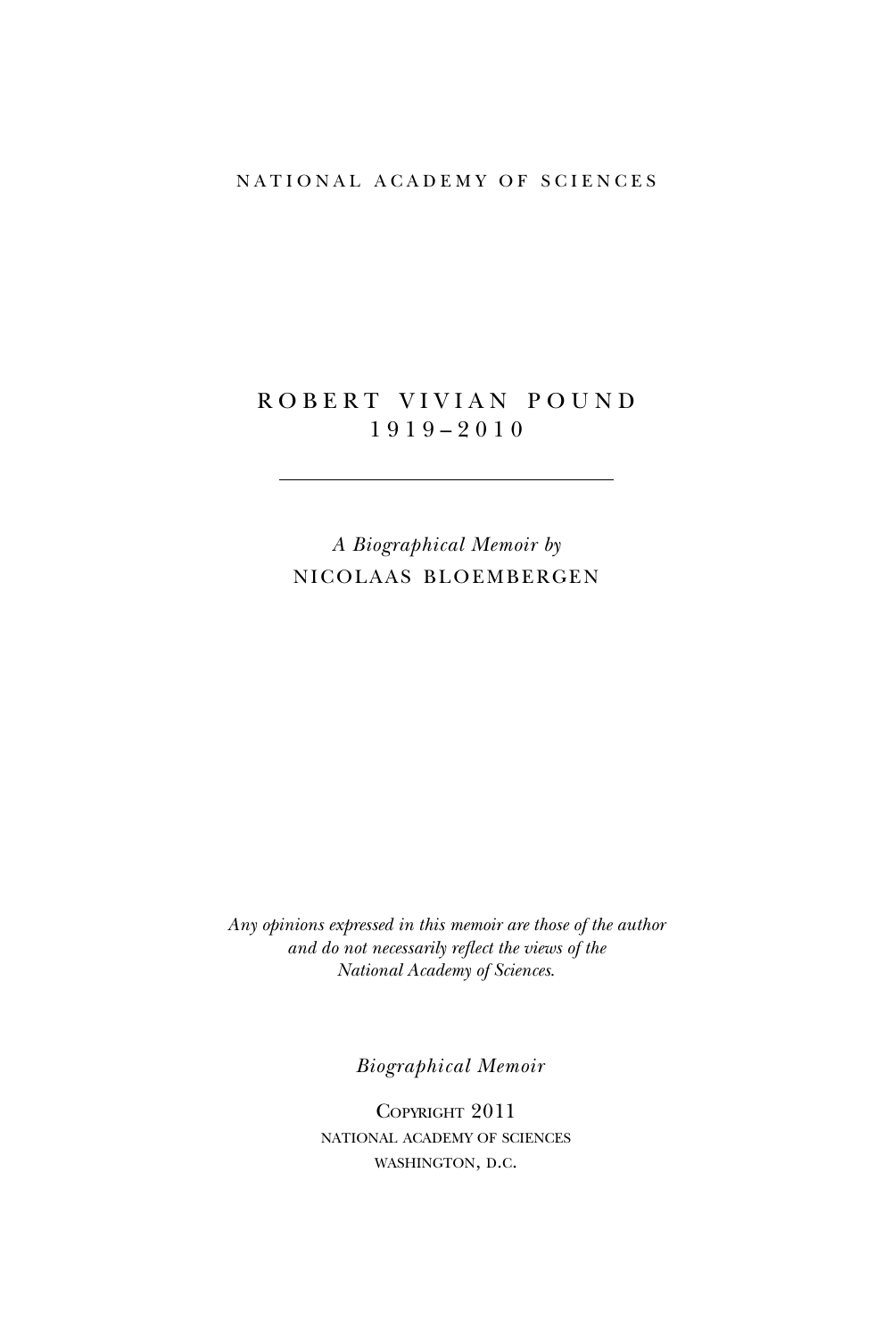NATIONAL ACADEMY OF SCIENCES

# ROBERT VIVIAN POUND
## 1919–2010

---

*A Biographical Memoir by*
NICOLAAS BLOEMBERGEN

*Any opinions expressed in this memoir are those of the author and do not necessarily reflect the views of the National Academy of Sciences.*

*Biographical Memoir*

Copyright 2011
NATIONAL ACADEMY OF SCIENCES
WASHINGTON, D.C.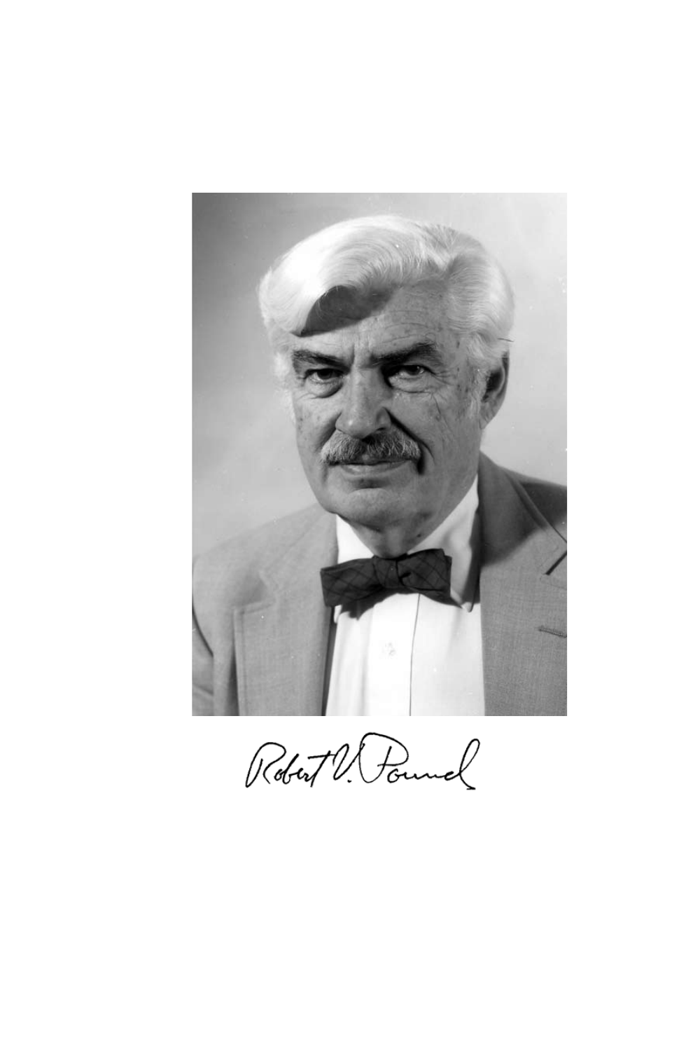Robert V. Pound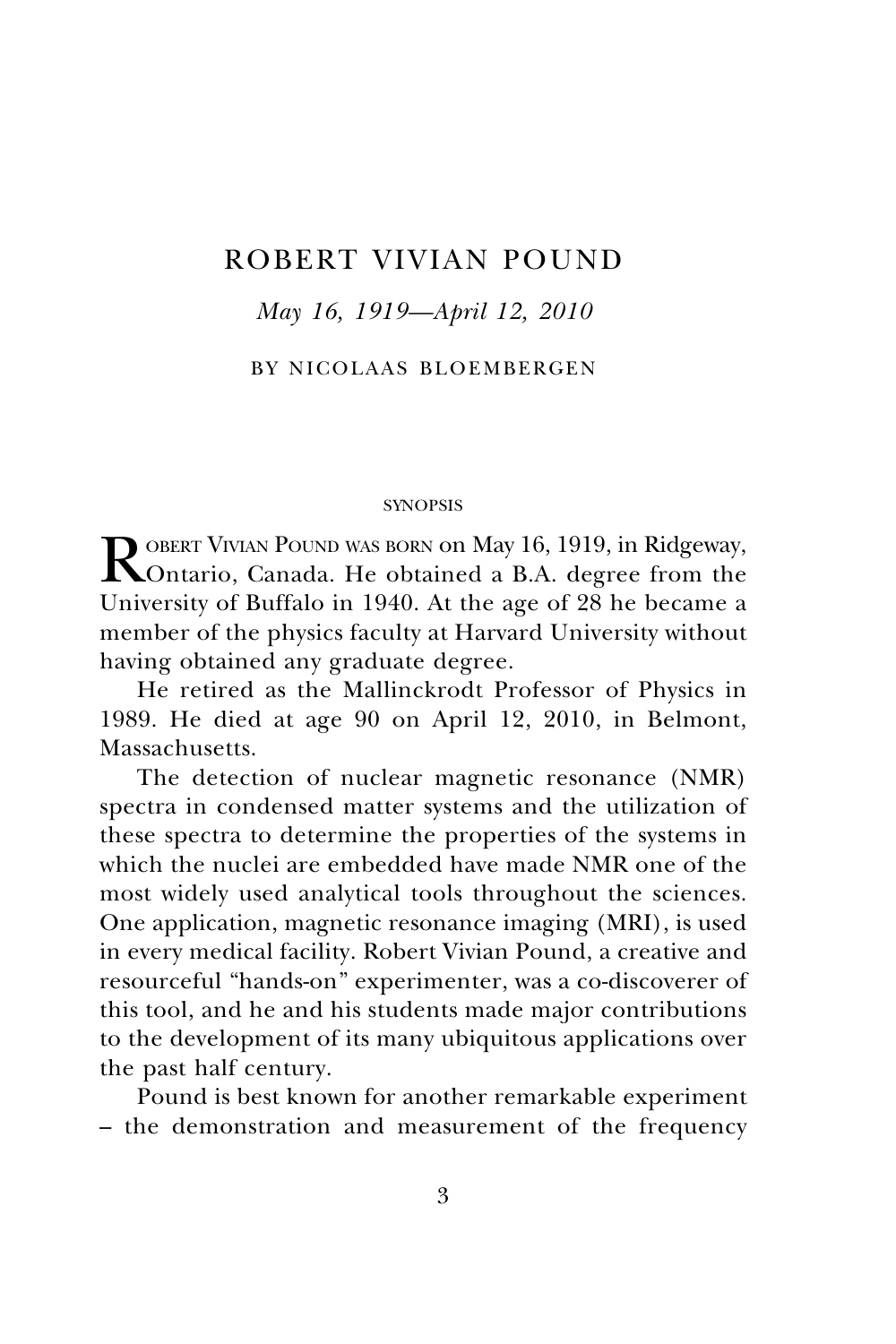# ROBERT VIVIAN POUND

*May 16, 1919—April 12, 2010*

BY NICOLAAS BLOEMBERGEN

SYNOPSIS

ROBERT VIVIAN POUND WAS BORN on May 16, 1919, in Ridgeway, Ontario, Canada. He obtained a B.A. degree from the University of Buffalo in 1940. At the age of 28 he became a member of the physics faculty at Harvard University without having obtained any graduate degree.

He retired as the Mallinckrodt Professor of Physics in 1989. He died at age 90 on April 12, 2010, in Belmont, Massachusetts.

The detection of nuclear magnetic resonance (NMR) spectra in condensed matter systems and the utilization of these spectra to determine the properties of the systems in which the nuclei are embedded have made NMR one of the most widely used analytical tools throughout the sciences. One application, magnetic resonance imaging (MRI), is used in every medical facility. Robert Vivian Pound, a creative and resourceful "hands-on" experimenter, was a co-discoverer of this tool, and he and his students made major contributions to the development of its many ubiquitous applications over the past half century.

Pound is best known for another remarkable experiment – the demonstration and measurement of the frequency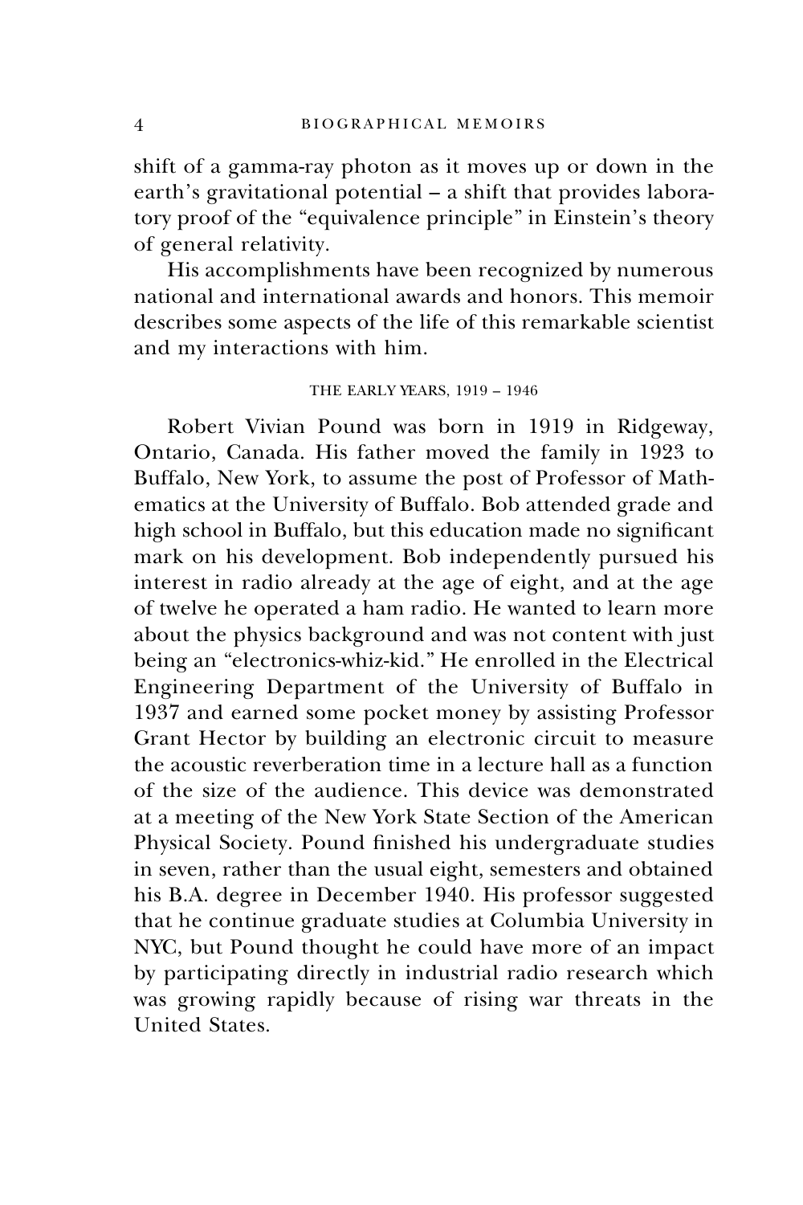shift of a gamma-ray photon as it moves up or down in the earth's gravitational potential – a shift that provides laboratory proof of the "equivalence principle" in Einstein's theory of general relativity.

His accomplishments have been recognized by numerous national and international awards and honors. This memoir describes some aspects of the life of this remarkable scientist and my interactions with him.

## THE EARLY YEARS, 1919 – 1946

Robert Vivian Pound was born in 1919 in Ridgeway, Ontario, Canada. His father moved the family in 1923 to Buffalo, New York, to assume the post of Professor of Mathematics at the University of Buffalo. Bob attended grade and high school in Buffalo, but this education made no significant mark on his development. Bob independently pursued his interest in radio already at the age of eight, and at the age of twelve he operated a ham radio. He wanted to learn more about the physics background and was not content with just being an "electronics-whiz-kid." He enrolled in the Electrical Engineering Department of the University of Buffalo in 1937 and earned some pocket money by assisting Professor Grant Hector by building an electronic circuit to measure the acoustic reverberation time in a lecture hall as a function of the size of the audience. This device was demonstrated at a meeting of the New York State Section of the American Physical Society. Pound finished his undergraduate studies in seven, rather than the usual eight, semesters and obtained his B.A. degree in December 1940. His professor suggested that he continue graduate studies at Columbia University in NYC, but Pound thought he could have more of an impact by participating directly in industrial radio research which was growing rapidly because of rising war threats in the United States.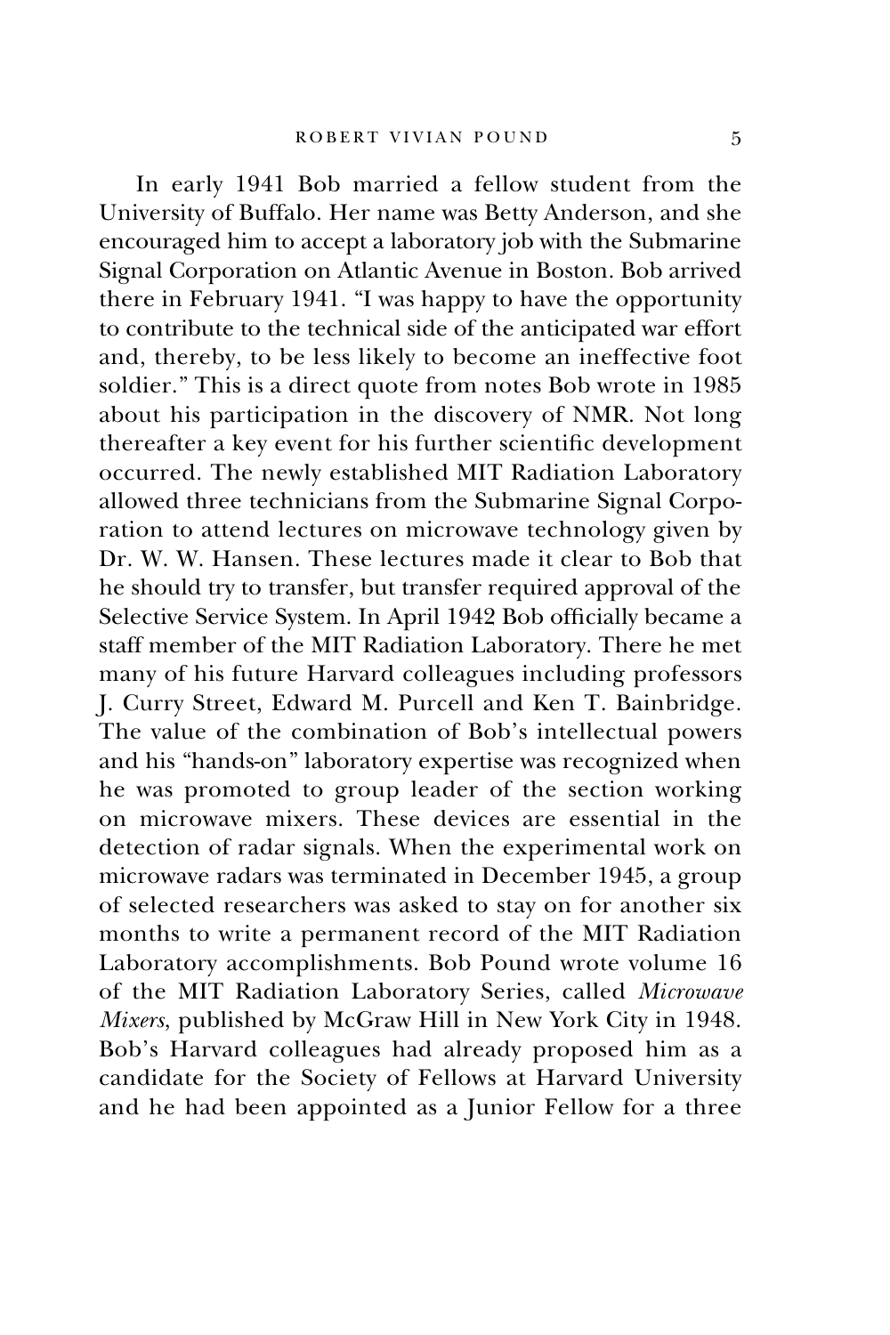In early 1941 Bob married a fellow student from the University of Buffalo. Her name was Betty Anderson, and she encouraged him to accept a laboratory job with the Submarine Signal Corporation on Atlantic Avenue in Boston. Bob arrived there in February 1941. "I was happy to have the opportunity to contribute to the technical side of the anticipated war effort and, thereby, to be less likely to become an ineffective foot soldier." This is a direct quote from notes Bob wrote in 1985 about his participation in the discovery of NMR. Not long thereafter a key event for his further scientific development occurred. The newly established MIT Radiation Laboratory allowed three technicians from the Submarine Signal Corporation to attend lectures on microwave technology given by Dr. W. W. Hansen. These lectures made it clear to Bob that he should try to transfer, but transfer required approval of the Selective Service System. In April 1942 Bob officially became a staff member of the MIT Radiation Laboratory. There he met many of his future Harvard colleagues including professors J. Curry Street, Edward M. Purcell and Ken T. Bainbridge. The value of the combination of Bob's intellectual powers and his "hands-on" laboratory expertise was recognized when he was promoted to group leader of the section working on microwave mixers. These devices are essential in the detection of radar signals. When the experimental work on microwave radars was terminated in December 1945, a group of selected researchers was asked to stay on for another six months to write a permanent record of the MIT Radiation Laboratory accomplishments. Bob Pound wrote volume 16 of the MIT Radiation Laboratory Series, called *Microwave Mixers*, published by McGraw Hill in New York City in 1948. Bob's Harvard colleagues had already proposed him as a candidate for the Society of Fellows at Harvard University and he had been appointed as a Junior Fellow for a three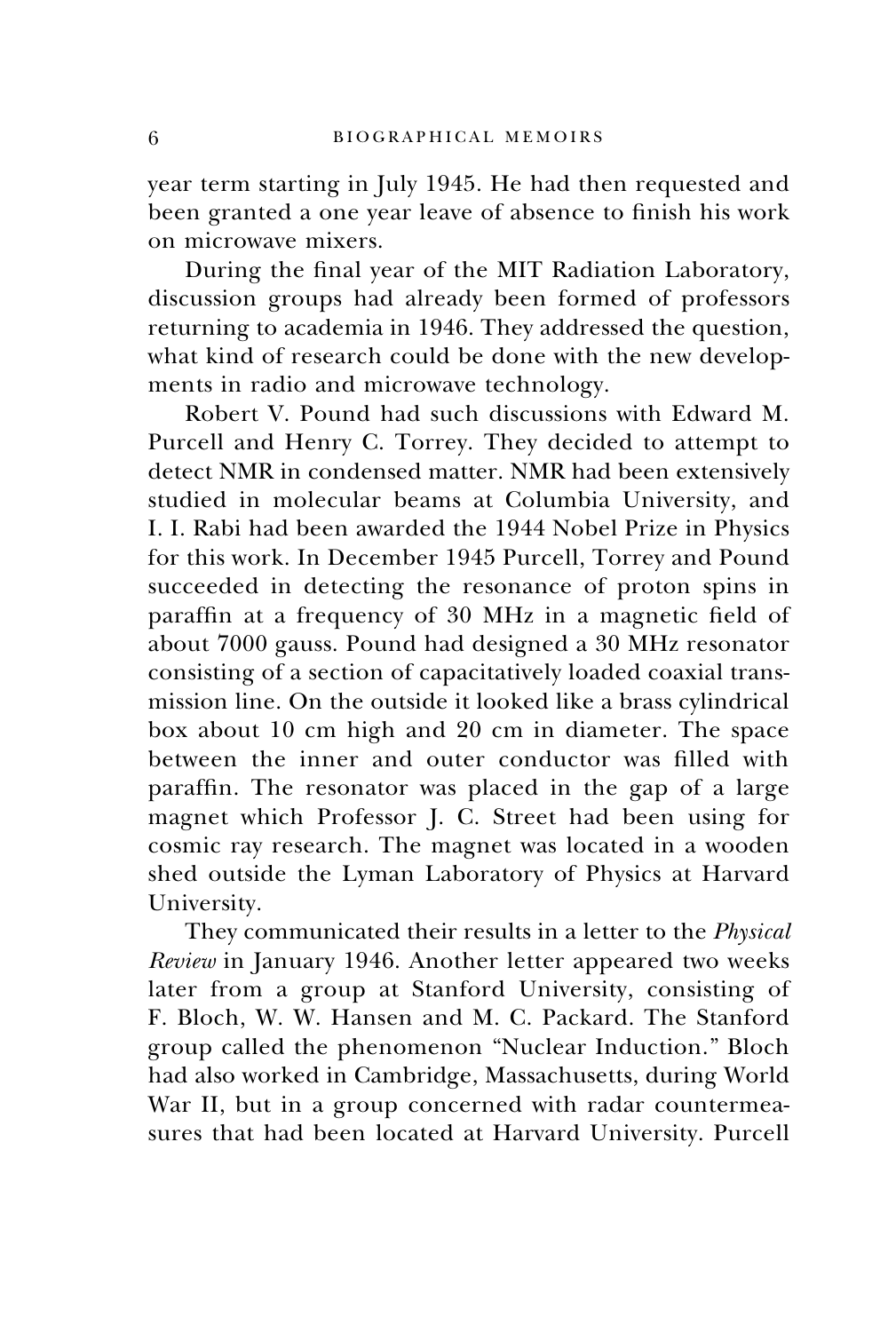year term starting in July 1945. He had then requested and been granted a one year leave of absence to finish his work on microwave mixers.

During the final year of the MIT Radiation Laboratory, discussion groups had already been formed of professors returning to academia in 1946. They addressed the question, what kind of research could be done with the new developments in radio and microwave technology.

Robert V. Pound had such discussions with Edward M. Purcell and Henry C. Torrey. They decided to attempt to detect NMR in condensed matter. NMR had been extensively studied in molecular beams at Columbia University, and I. I. Rabi had been awarded the 1944 Nobel Prize in Physics for this work. In December 1945 Purcell, Torrey and Pound succeeded in detecting the resonance of proton spins in paraffin at a frequency of 30 MHz in a magnetic field of about 7000 gauss. Pound had designed a 30 MHz resonator consisting of a section of capacitatively loaded coaxial transmission line. On the outside it looked like a brass cylindrical box about 10 cm high and 20 cm in diameter. The space between the inner and outer conductor was filled with paraffin. The resonator was placed in the gap of a large magnet which Professor J. C. Street had been using for cosmic ray research. The magnet was located in a wooden shed outside the Lyman Laboratory of Physics at Harvard University.

They communicated their results in a letter to the *Physical Review* in January 1946. Another letter appeared two weeks later from a group at Stanford University, consisting of F. Bloch, W. W. Hansen and M. C. Packard. The Stanford group called the phenomenon "Nuclear Induction." Bloch had also worked in Cambridge, Massachusetts, during World War II, but in a group concerned with radar countermeasures that had been located at Harvard University. Purcell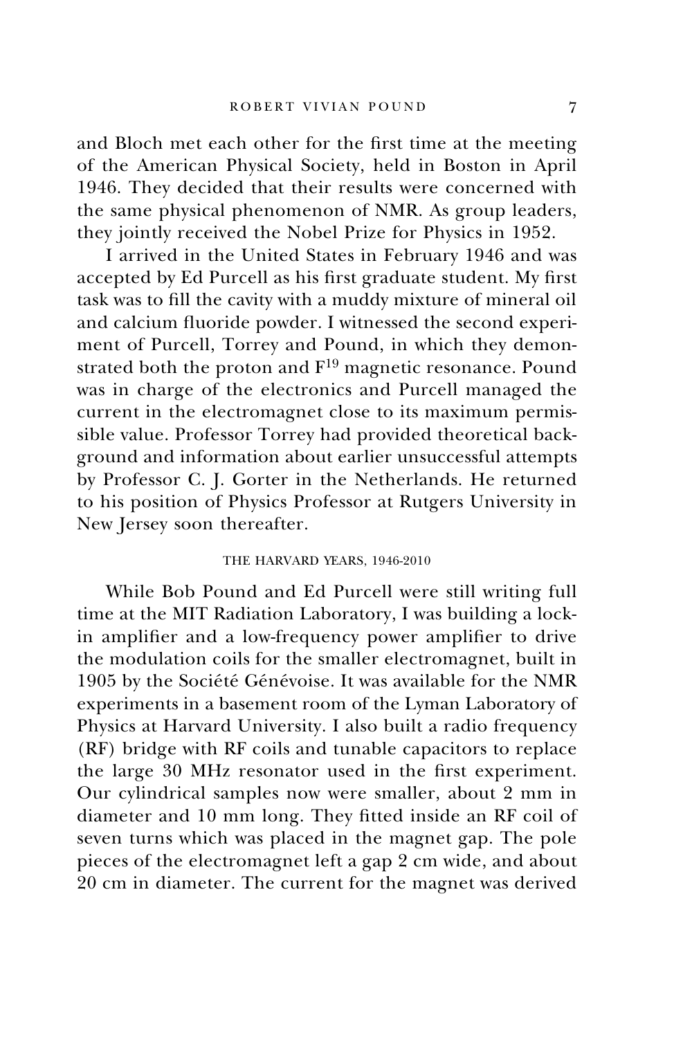and Bloch met each other for the first time at the meeting of the American Physical Society, held in Boston in April 1946. They decided that their results were concerned with the same physical phenomenon of NMR. As group leaders, they jointly received the Nobel Prize for Physics in 1952.

I arrived in the United States in February 1946 and was accepted by Ed Purcell as his first graduate student. My first task was to fill the cavity with a muddy mixture of mineral oil and calcium fluoride powder. I witnessed the second experiment of Purcell, Torrey and Pound, in which they demonstrated both the proton and $F^{19}$ magnetic resonance. Pound was in charge of the electronics and Purcell managed the current in the electromagnet close to its maximum permissible value. Professor Torrey had provided theoretical background and information about earlier unsuccessful attempts by Professor C. J. Gorter in the Netherlands. He returned to his position of Physics Professor at Rutgers University in New Jersey soon thereafter.

## THE HARVARD YEARS, 1946-2010

While Bob Pound and Ed Purcell were still writing full time at the MIT Radiation Laboratory, I was building a lock-in amplifier and a low-frequency power amplifier to drive the modulation coils for the smaller electromagnet, built in 1905 by the Société Génévoise. It was available for the NMR experiments in a basement room of the Lyman Laboratory of Physics at Harvard University. I also built a radio frequency (RF) bridge with RF coils and tunable capacitors to replace the large 30 MHz resonator used in the first experiment. Our cylindrical samples now were smaller, about 2 mm in diameter and 10 mm long. They fitted inside an RF coil of seven turns which was placed in the magnet gap. The pole pieces of the electromagnet left a gap 2 cm wide, and about 20 cm in diameter. The current for the magnet was derived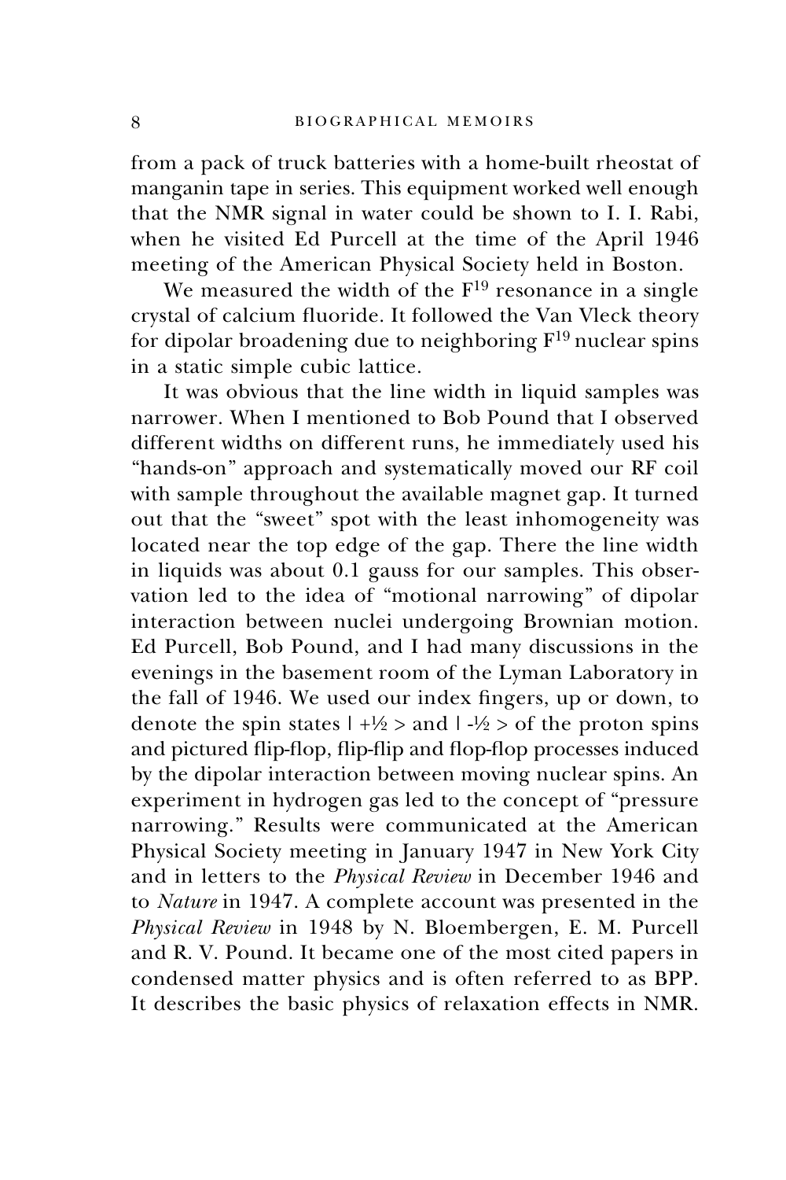from a pack of truck batteries with a home-built rheostat of manganin tape in series. This equipment worked well enough that the NMR signal in water could be shown to I. I. Rabi, when he visited Ed Purcell at the time of the April 1946 meeting of the American Physical Society held in Boston.

We measured the width of the $F^{19}$ resonance in a single crystal of calcium fluoride. It followed the Van Vleck theory for dipolar broadening due to neighboring $F^{19}$ nuclear spins in a static simple cubic lattice.

It was obvious that the line width in liquid samples was narrower. When I mentioned to Bob Pound that I observed different widths on different runs, he immediately used his "hands-on" approach and systematically moved our RF coil with sample throughout the available magnet gap. It turned out that the "sweet" spot with the least inhomogeneity was located near the top edge of the gap. There the line width in liquids was about 0.1 gauss for our samples. This observation led to the idea of "motional narrowing" of dipolar interaction between nuclei undergoing Brownian motion. Ed Purcell, Bob Pound, and I had many discussions in the evenings in the basement room of the Lyman Laboratory in the fall of 1946. We used our index fingers, up or down, to denote the spin states $| +½ >$ and $| -½ >$ of the proton spins and pictured flip-flop, flip-flip and flop-flop processes induced by the dipolar interaction between moving nuclear spins. An experiment in hydrogen gas led to the concept of "pressure narrowing." Results were communicated at the American Physical Society meeting in January 1947 in New York City and in letters to the *Physical Review* in December 1946 and to *Nature* in 1947. A complete account was presented in the *Physical Review* in 1948 by N. Bloembergen, E. M. Purcell and R. V. Pound. It became one of the most cited papers in condensed matter physics and is often referred to as BPP. It describes the basic physics of relaxation effects in NMR.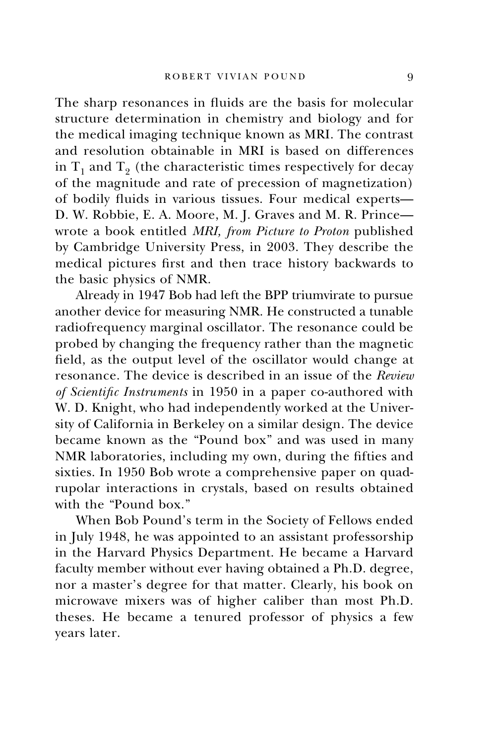The sharp resonances in fluids are the basis for molecular structure determination in chemistry and biology and for the medical imaging technique known as MRI. The contrast and resolution obtainable in MRI is based on differences in $T_1$ and $T_2$ (the characteristic times respectively for decay of the magnitude and rate of precession of magnetization) of bodily fluids in various tissues. Four medical experts—D. W. Robbie, E. A. Moore, M. J. Graves and M. R. Prince—wrote a book entitled *MRI, from Picture to Proton* published by Cambridge University Press, in 2003. They describe the medical pictures first and then trace history backwards to the basic physics of NMR.

Already in 1947 Bob had left the BPP triumvirate to pursue another device for measuring NMR. He constructed a tunable radiofrequency marginal oscillator. The resonance could be probed by changing the frequency rather than the magnetic field, as the output level of the oscillator would change at resonance. The device is described in an issue of the *Review of Scientific Instruments* in 1950 in a paper co-authored with W. D. Knight, who had independently worked at the University of California in Berkeley on a similar design. The device became known as the "Pound box" and was used in many NMR laboratories, including my own, during the fifties and sixties. In 1950 Bob wrote a comprehensive paper on quadrupolar interactions in crystals, based on results obtained with the "Pound box."

When Bob Pound's term in the Society of Fellows ended in July 1948, he was appointed to an assistant professorship in the Harvard Physics Department. He became a Harvard faculty member without ever having obtained a Ph.D. degree, nor a master's degree for that matter. Clearly, his book on microwave mixers was of higher caliber than most Ph.D. theses. He became a tenured professor of physics a few years later.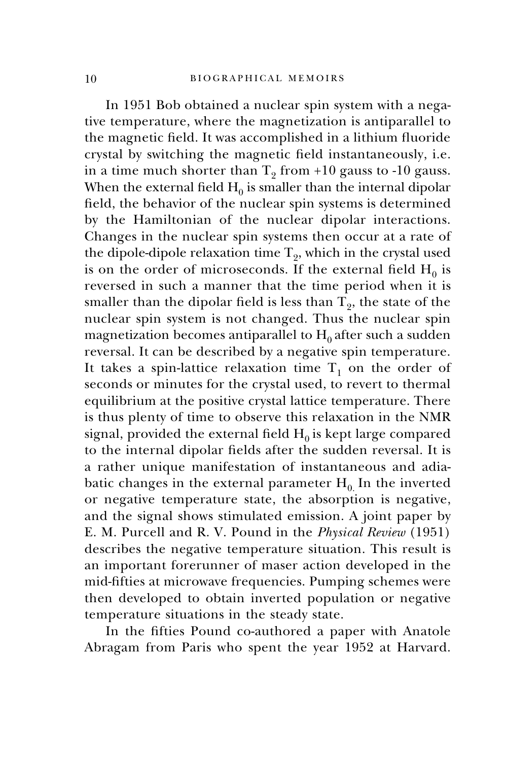In 1951 Bob obtained a nuclear spin system with a negative temperature, where the magnetization is antiparallel to the magnetic field. It was accomplished in a lithium fluoride crystal by switching the magnetic field instantaneously, i.e. in a time much shorter than $T_2$ from +10 gauss to -10 gauss. When the external field $H_0$ is smaller than the internal dipolar field, the behavior of the nuclear spin systems is determined by the Hamiltonian of the nuclear dipolar interactions. Changes in the nuclear spin systems then occur at a rate of the dipole-dipole relaxation time $T_2$, which in the crystal used is on the order of microseconds. If the external field $H_0$ is reversed in such a manner that the time period when it is smaller than the dipolar field is less than $T_2$, the state of the nuclear spin system is not changed. Thus the nuclear spin magnetization becomes antiparallel to $H_0$ after such a sudden reversal. It can be described by a negative spin temperature. It takes a spin-lattice relaxation time $T_1$ on the order of seconds or minutes for the crystal used, to revert to thermal equilibrium at the positive crystal lattice temperature. There is thus plenty of time to observe this relaxation in the NMR signal, provided the external field $H_0$ is kept large compared to the internal dipolar fields after the sudden reversal. It is a rather unique manifestation of instantaneous and adiabatic changes in the external parameter $H_0$. In the inverted or negative temperature state, the absorption is negative, and the signal shows stimulated emission. A joint paper by E. M. Purcell and R. V. Pound in the *Physical Review* (1951) describes the negative temperature situation. This result is an important forerunner of maser action developed in the mid-fifties at microwave frequencies. Pumping schemes were then developed to obtain inverted population or negative temperature situations in the steady state.

In the fifties Pound co-authored a paper with Anatole Abragam from Paris who spent the year 1952 at Harvard.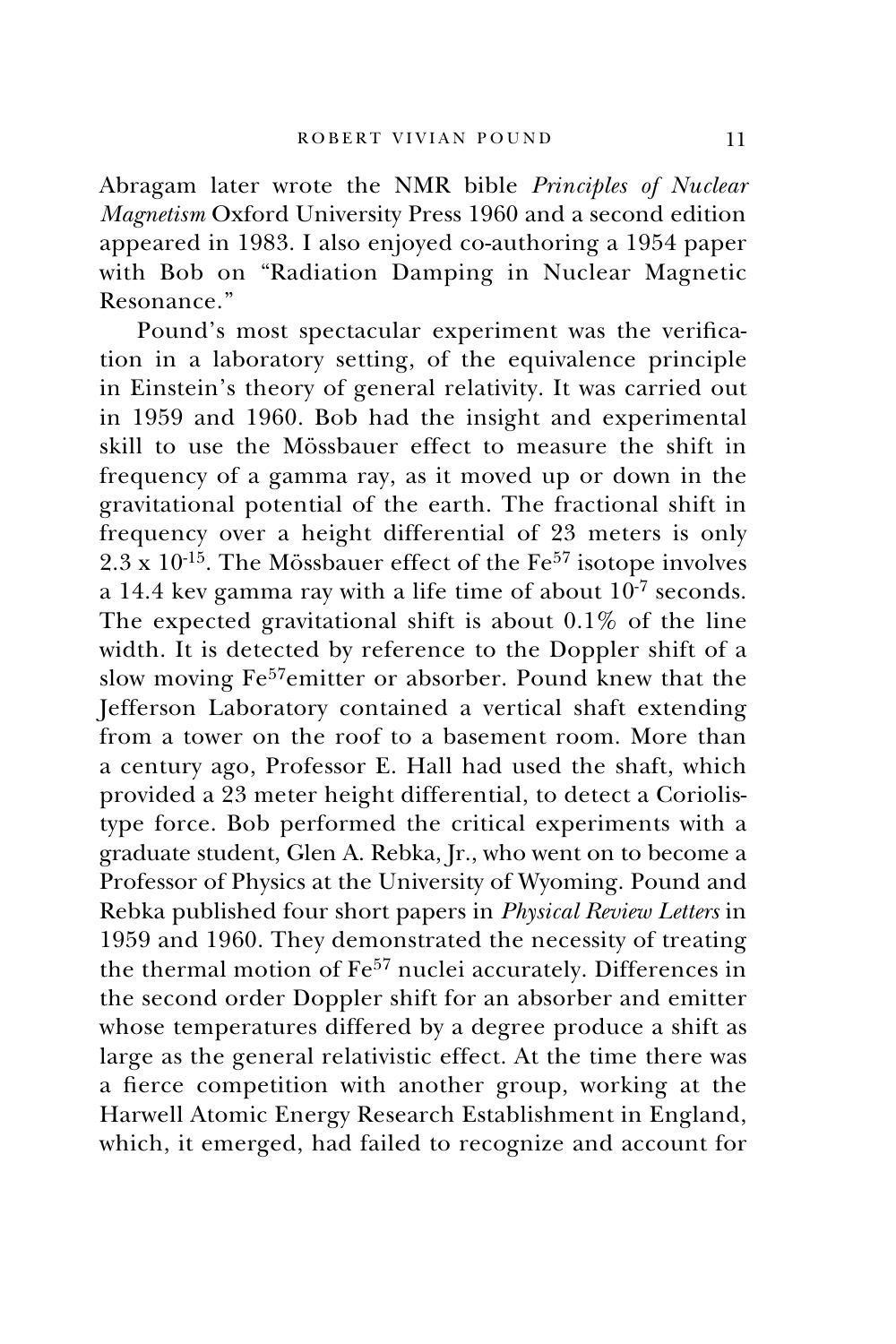Abragam later wrote the NMR bible *Principles of Nuclear Magnetism* Oxford University Press 1960 and a second edition appeared in 1983. I also enjoyed co-authoring a 1954 paper with Bob on "Radiation Damping in Nuclear Magnetic Resonance."

Pound's most spectacular experiment was the verification in a laboratory setting, of the equivalence principle in Einstein's theory of general relativity. It was carried out in 1959 and 1960. Bob had the insight and experimental skill to use the Mössbauer effect to measure the shift in frequency of a gamma ray, as it moved up or down in the gravitational potential of the earth. The fractional shift in frequency over a height differential of 23 meters is only $2.3 \times 10^{-15}$. The Mössbauer effect of the $Fe^{57}$ isotope involves a 14.4 kev gamma ray with a life time of about $10^{-7}$ seconds. The expected gravitational shift is about 0.1% of the line width. It is detected by reference to the Doppler shift of a slow moving $Fe^{57}$emitter or absorber. Pound knew that the Jefferson Laboratory contained a vertical shaft extending from a tower on the roof to a basement room. More than a century ago, Professor E. Hall had used the shaft, which provided a 23 meter height differential, to detect a Coriolis-type force. Bob performed the critical experiments with a graduate student, Glen A. Rebka, Jr., who went on to become a Professor of Physics at the University of Wyoming. Pound and Rebka published four short papers in *Physical Review Letters* in 1959 and 1960. They demonstrated the necessity of treating the thermal motion of $Fe^{57}$ nuclei accurately. Differences in the second order Doppler shift for an absorber and emitter whose temperatures differed by a degree produce a shift as large as the general relativistic effect. At the time there was a fierce competition with another group, working at the Harwell Atomic Energy Research Establishment in England, which, it emerged, had failed to recognize and account for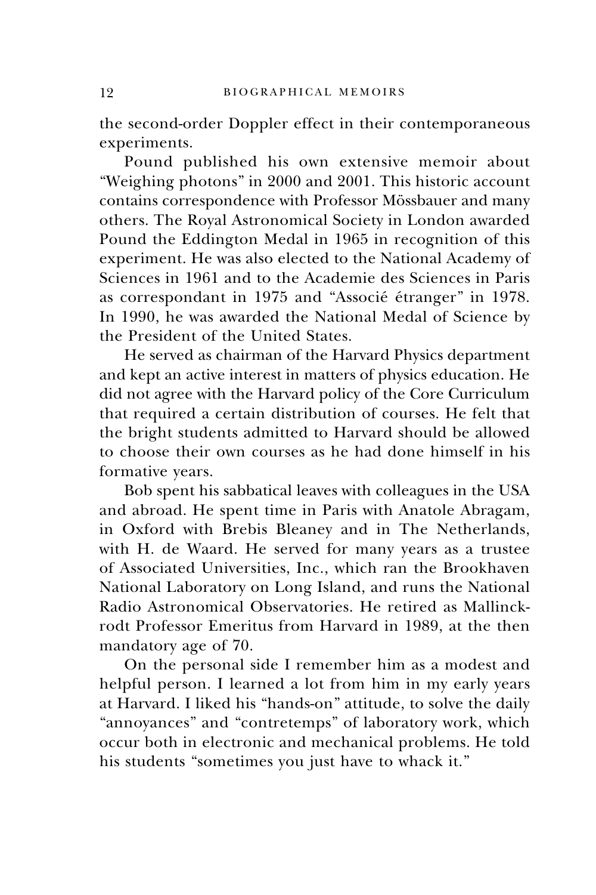the second-order Doppler effect in their contemporaneous experiments.

Pound published his own extensive memoir about "Weighing photons" in 2000 and 2001. This historic account contains correspondence with Professor Mössbauer and many others. The Royal Astronomical Society in London awarded Pound the Eddington Medal in 1965 in recognition of this experiment. He was also elected to the National Academy of Sciences in 1961 and to the Academie des Sciences in Paris as correspondant in 1975 and "Associé étranger" in 1978. In 1990, he was awarded the National Medal of Science by the President of the United States.

He served as chairman of the Harvard Physics department and kept an active interest in matters of physics education. He did not agree with the Harvard policy of the Core Curriculum that required a certain distribution of courses. He felt that the bright students admitted to Harvard should be allowed to choose their own courses as he had done himself in his formative years.

Bob spent his sabbatical leaves with colleagues in the USA and abroad. He spent time in Paris with Anatole Abragam, in Oxford with Brebis Bleaney and in The Netherlands, with H. de Waard. He served for many years as a trustee of Associated Universities, Inc., which ran the Brookhaven National Laboratory on Long Island, and runs the National Radio Astronomical Observatories. He retired as Mallinckrodt Professor Emeritus from Harvard in 1989, at the then mandatory age of 70.

On the personal side I remember him as a modest and helpful person. I learned a lot from him in my early years at Harvard. I liked his "hands-on" attitude, to solve the daily "annoyances" and "contretemps" of laboratory work, which occur both in electronic and mechanical problems. He told his students "sometimes you just have to whack it."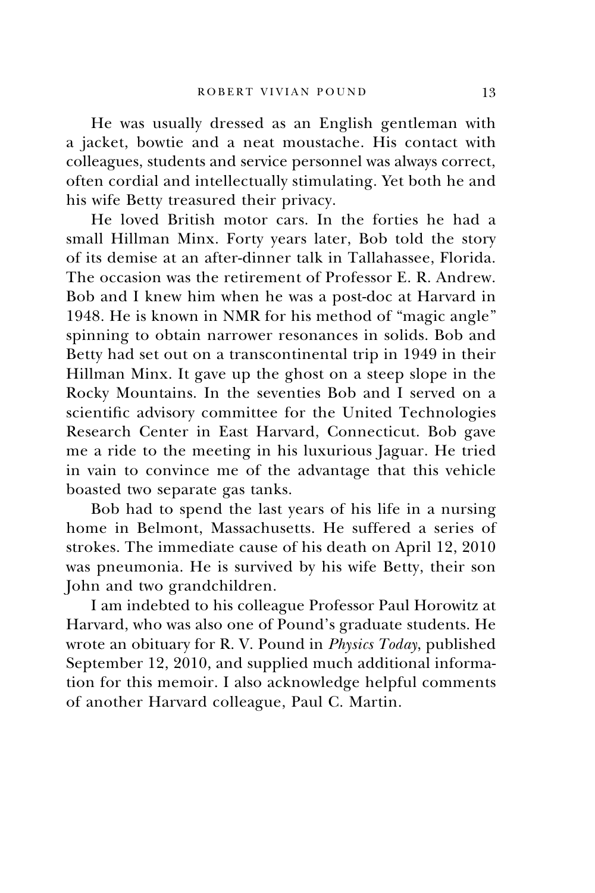He was usually dressed as an English gentleman with a jacket, bowtie and a neat moustache. His contact with colleagues, students and service personnel was always correct, often cordial and intellectually stimulating. Yet both he and his wife Betty treasured their privacy.

He loved British motor cars. In the forties he had a small Hillman Minx. Forty years later, Bob told the story of its demise at an after-dinner talk in Tallahassee, Florida. The occasion was the retirement of Professor E. R. Andrew. Bob and I knew him when he was a post-doc at Harvard in 1948. He is known in NMR for his method of "magic angle" spinning to obtain narrower resonances in solids. Bob and Betty had set out on a transcontinental trip in 1949 in their Hillman Minx. It gave up the ghost on a steep slope in the Rocky Mountains. In the seventies Bob and I served on a scientific advisory committee for the United Technologies Research Center in East Harvard, Connecticut. Bob gave me a ride to the meeting in his luxurious Jaguar. He tried in vain to convince me of the advantage that this vehicle boasted two separate gas tanks.

Bob had to spend the last years of his life in a nursing home in Belmont, Massachusetts. He suffered a series of strokes. The immediate cause of his death on April 12, 2010 was pneumonia. He is survived by his wife Betty, their son John and two grandchildren.

I am indebted to his colleague Professor Paul Horowitz at Harvard, who was also one of Pound's graduate students. He wrote an obituary for R. V. Pound in *Physics Today*, published September 12, 2010, and supplied much additional information for this memoir. I also acknowledge helpful comments of another Harvard colleague, Paul C. Martin.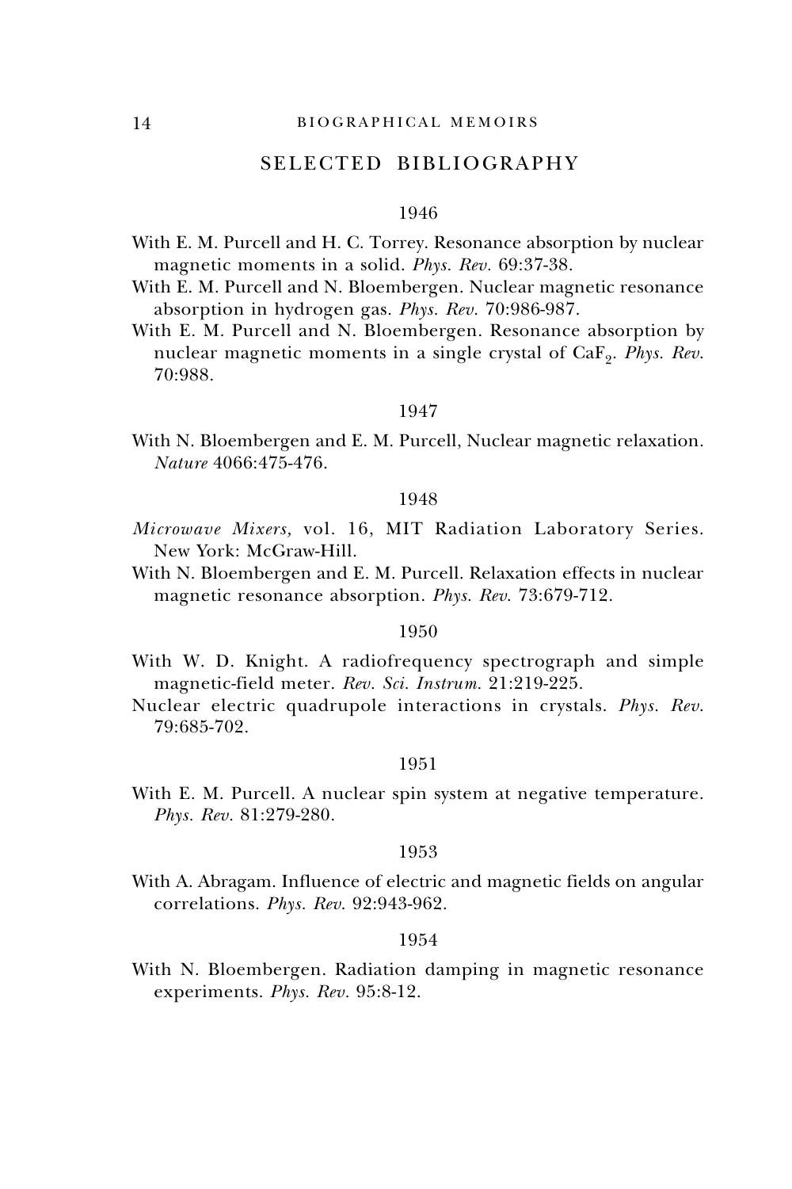## SELECTED BIBLIOGRAPHY

### 1946

With E. M. Purcell and H. C. Torrey. Resonance absorption by nuclear magnetic moments in a solid. *Phys. Rev.* 69:37-38.

With E. M. Purcell and N. Bloembergen. Nuclear magnetic resonance absorption in hydrogen gas. *Phys. Rev.* 70:986-987.

With E. M. Purcell and N. Bloembergen. Resonance absorption by nuclear magnetic moments in a single crystal of $CaF_2$. *Phys. Rev.* 70:988.

### 1947

With N. Bloembergen and E. M. Purcell, Nuclear magnetic relaxation. *Nature* 4066:475-476.

### 1948

*Microwave Mixers,* vol. 16, MIT Radiation Laboratory Series. New York: McGraw-Hill.

With N. Bloembergen and E. M. Purcell. Relaxation effects in nuclear magnetic resonance absorption. *Phys. Rev.* 73:679-712.

### 1950

With W. D. Knight. A radiofrequency spectrograph and simple magnetic-field meter. *Rev. Sci. Instrum.* 21:219-225.

Nuclear electric quadrupole interactions in crystals. *Phys. Rev.* 79:685-702.

### 1951

With E. M. Purcell. A nuclear spin system at negative temperature. *Phys. Rev.* 81:279-280.

### 1953

With A. Abragam. Influence of electric and magnetic fields on angular correlations. *Phys. Rev.* 92:943-962.

### 1954

With N. Bloembergen. Radiation damping in magnetic resonance experiments. *Phys. Rev.* 95:8-12.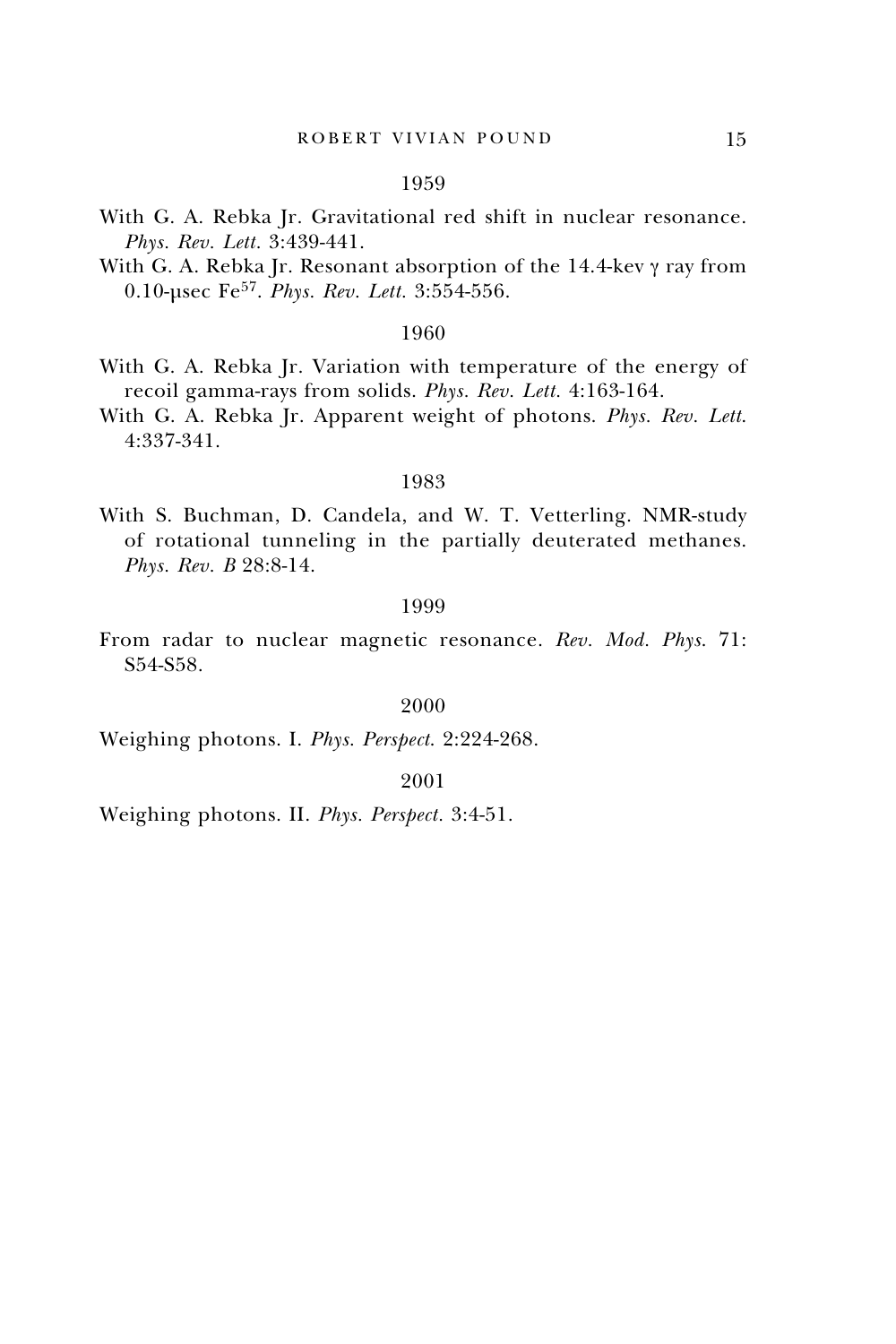1959

With G. A. Rebka Jr. Gravitational red shift in nuclear resonance. *Phys. Rev. Lett.* 3:439-441.

With G. A. Rebka Jr. Resonant absorption of the 14.4-kev γ ray from 0.10-μsec $Fe^{57}$. *Phys. Rev. Lett.* 3:554-556.

1960

With G. A. Rebka Jr. Variation with temperature of the energy of recoil gamma-rays from solids. *Phys. Rev. Lett.* 4:163-164.

With G. A. Rebka Jr. Apparent weight of photons. *Phys. Rev. Lett.* 4:337-341.

1983

With S. Buchman, D. Candela, and W. T. Vetterling. NMR-study of rotational tunneling in the partially deuterated methanes. *Phys. Rev. B* 28:8-14.

1999

From radar to nuclear magnetic resonance. *Rev. Mod. Phys.* 71: S54-S58.

2000

Weighing photons. I. *Phys. Perspect.* 2:224-268.

2001

Weighing photons. II. *Phys. Perspect.* 3:4-51.